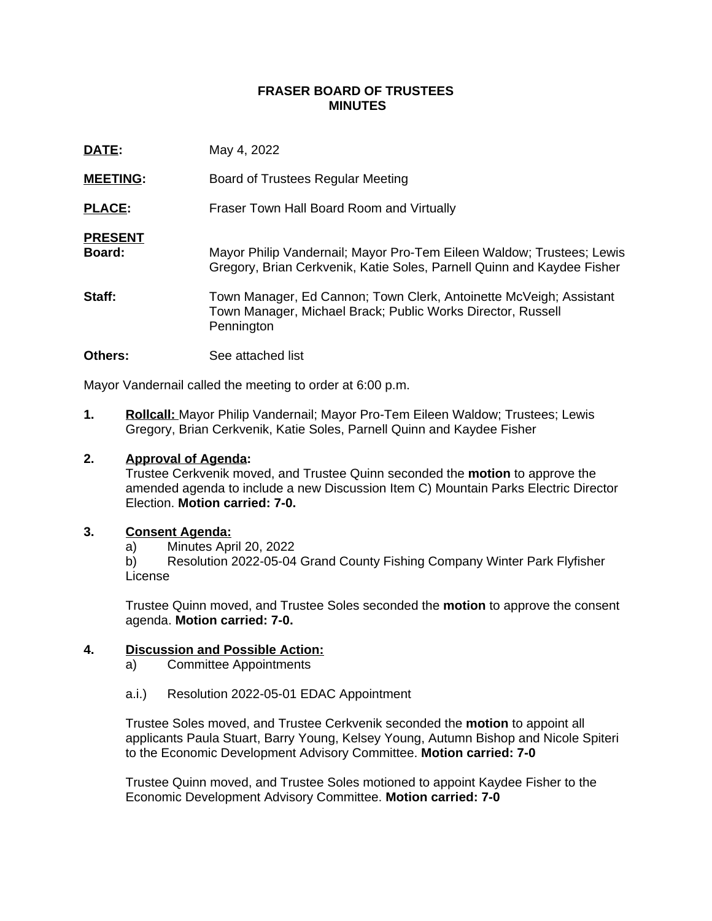# FRASER BOARD OF TRUSTEES
# MINUTES

**DATE:** May 4, 2022

**MEETING:** Board of Trustees Regular Meeting

**PLACE:** Fraser Town Hall Board Room and Virtually

**PRESENT**

**Board:** Mayor Philip Vandernail; Mayor Pro-Tem Eileen Waldow; Trustees; Lewis Gregory, Brian Cerkvenik, Katie Soles, Parnell Quinn and Kaydee Fisher

**Staff:** Town Manager, Ed Cannon; Town Clerk, Antoinette McVeigh; Assistant Town Manager, Michael Brack; Public Works Director, Russell Pennington

**Others:** See attached list

Mayor Vandernail called the meeting to order at 6:00 p.m.

**1. Rollcall:** Mayor Philip Vandernail; Mayor Pro-Tem Eileen Waldow; Trustees; Lewis Gregory, Brian Cerkvenik, Katie Soles, Parnell Quinn and Kaydee Fisher

**2. Approval of Agenda:**

Trustee Cerkvenik moved, and Trustee Quinn seconded the **motion** to approve the amended agenda to include a new Discussion Item C) Mountain Parks Electric Director Election. **Motion carried: 7-0.**

**3. Consent Agenda:**

a) Minutes April 20, 2022

b) Resolution 2022-05-04 Grand County Fishing Company Winter Park Flyfisher License

Trustee Quinn moved, and Trustee Soles seconded the **motion** to approve the consent agenda. **Motion carried: 7-0.**

**4. Discussion and Possible Action:**

a) Committee Appointments

a.i.) Resolution 2022-05-01 EDAC Appointment

Trustee Soles moved, and Trustee Cerkvenik seconded the **motion** to appoint all applicants Paula Stuart, Barry Young, Kelsey Young, Autumn Bishop and Nicole Spiteri to the Economic Development Advisory Committee. **Motion carried: 7-0**

Trustee Quinn moved, and Trustee Soles motioned to appoint Kaydee Fisher to the Economic Development Advisory Committee. **Motion carried: 7-0**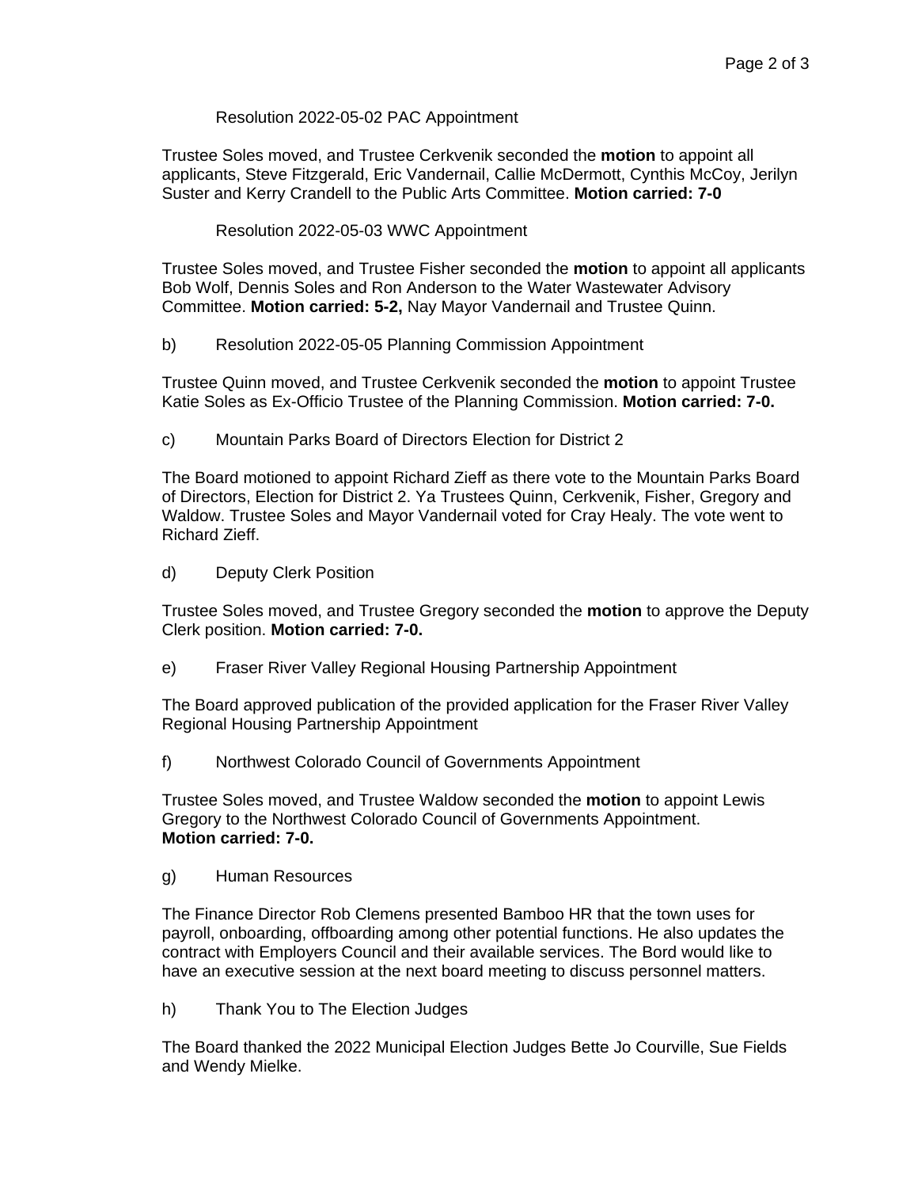Resolution 2022-05-02 PAC Appointment

Trustee Soles moved, and Trustee Cerkvenik seconded the **motion** to appoint all applicants, Steve Fitzgerald, Eric Vandernail, Callie McDermott, Cynthis McCoy, Jerilyn Suster and Kerry Crandell to the Public Arts Committee. **Motion carried: 7-0**

Resolution 2022-05-03 WWC Appointment

Trustee Soles moved, and Trustee Fisher seconded the **motion** to appoint all applicants Bob Wolf, Dennis Soles and Ron Anderson to the Water Wastewater Advisory Committee. **Motion carried: 5-2,** Nay Mayor Vandernail and Trustee Quinn.

b) Resolution 2022-05-05 Planning Commission Appointment

Trustee Quinn moved, and Trustee Cerkvenik seconded the **motion** to appoint Trustee Katie Soles as Ex-Officio Trustee of the Planning Commission. **Motion carried: 7-0.**

c) Mountain Parks Board of Directors Election for District 2

The Board motioned to appoint Richard Zieff as there vote to the Mountain Parks Board of Directors, Election for District 2. Ya Trustees Quinn, Cerkvenik, Fisher, Gregory and Waldow. Trustee Soles and Mayor Vandernail voted for Cray Healy. The vote went to Richard Zieff.

d) Deputy Clerk Position

Trustee Soles moved, and Trustee Gregory seconded the **motion** to approve the Deputy Clerk position. **Motion carried: 7-0.**

e) Fraser River Valley Regional Housing Partnership Appointment

The Board approved publication of the provided application for the Fraser River Valley Regional Housing Partnership Appointment

f) Northwest Colorado Council of Governments Appointment

Trustee Soles moved, and Trustee Waldow seconded the **motion** to appoint Lewis Gregory to the Northwest Colorado Council of Governments Appointment.
**Motion carried: 7-0.**

g) Human Resources

The Finance Director Rob Clemens presented Bamboo HR that the town uses for payroll, onboarding, offboarding among other potential functions. He also updates the contract with Employers Council and their available services. The Bord would like to have an executive session at the next board meeting to discuss personnel matters.

h) Thank You to The Election Judges

The Board thanked the 2022 Municipal Election Judges Bette Jo Courville, Sue Fields and Wendy Mielke.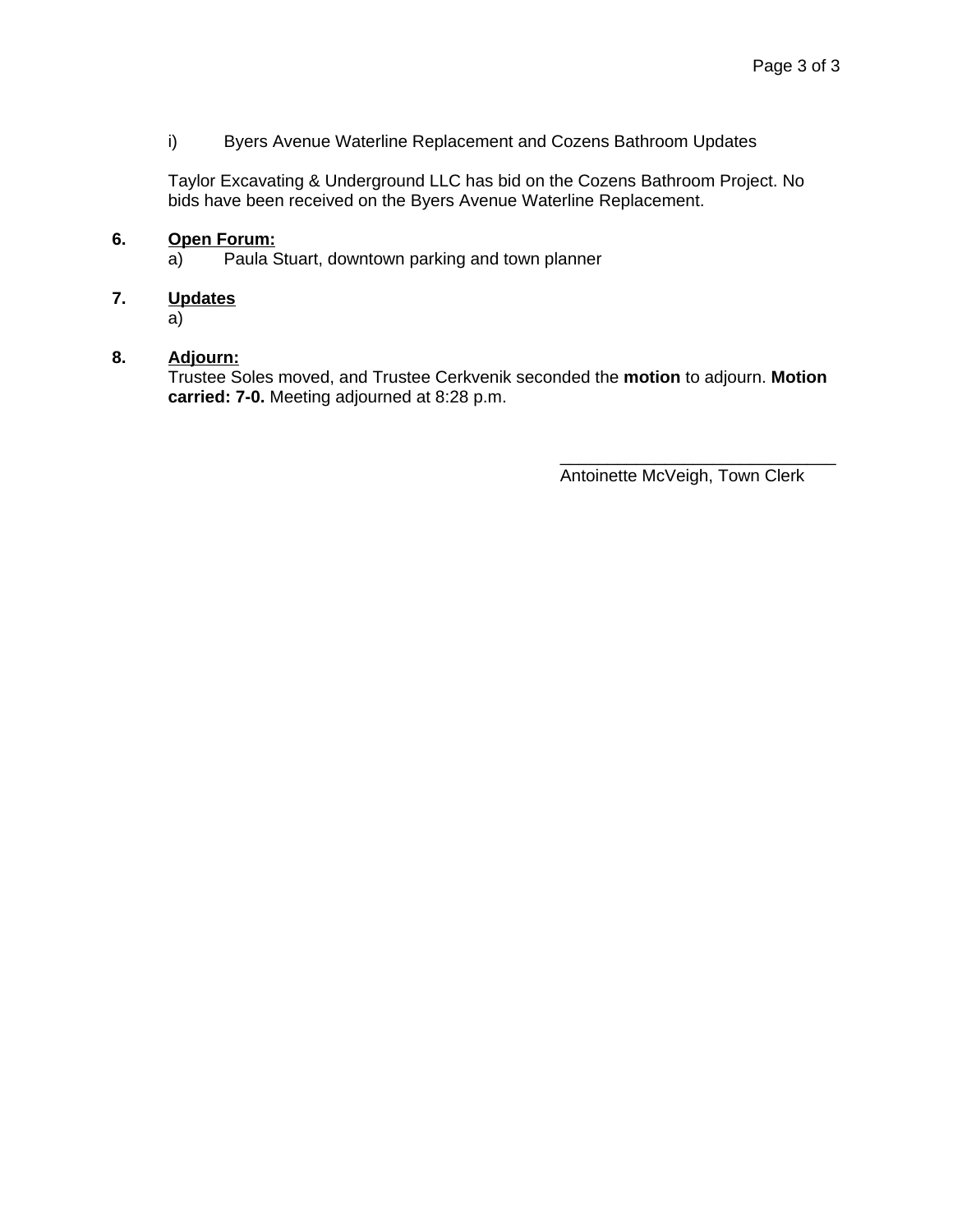i) Byers Avenue Waterline Replacement and Cozens Bathroom Updates

Taylor Excavating & Underground LLC has bid on the Cozens Bathroom Project. No bids have been received on the Byers Avenue Waterline Replacement.

**6. <u>Open Forum:</u>**

a) Paula Stuart, downtown parking and town planner

**7. <u>Updates</u>**

a)

**8. <u>Adjourn:</u>**

Trustee Soles moved, and Trustee Cerkvenik seconded the **motion** to adjourn. **Motion carried: 7-0.** Meeting adjourned at 8:28 p.m.

\_\_\_\_\_\_\_\_\_\_\_\_\_\_\_\_\_\_\_\_\_\_\_\_\_\_\_\_\_\_

Antoinette McVeigh, Town Clerk